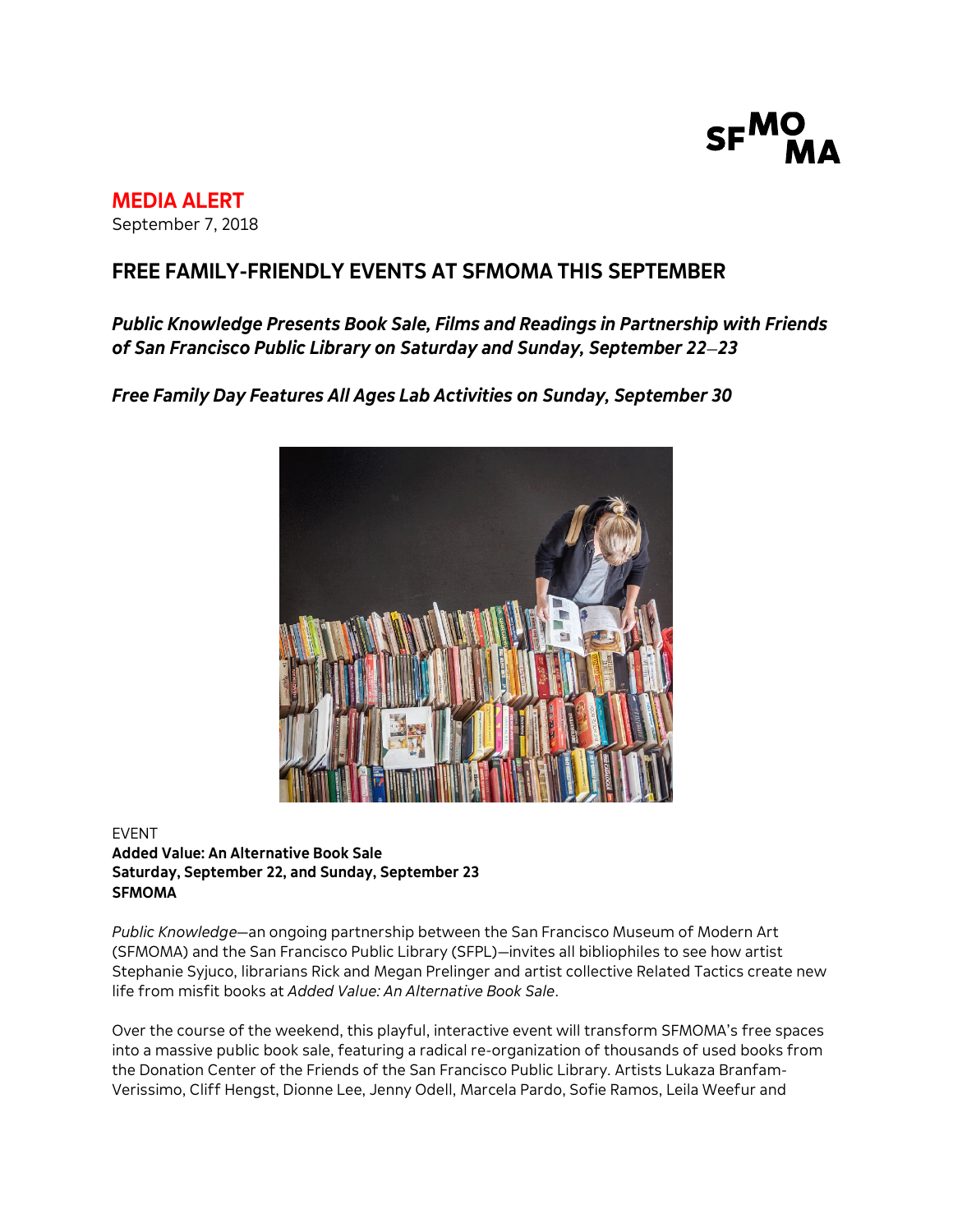SFMOMA

**MEDIA ALERT**
September 7, 2018

## FREE FAMILY-FRIENDLY EVENTS AT SFMOMA THIS SEPTEMBER

***Public Knowledge Presents Book Sale, Films and Readings in Partnership with Friends of San Francisco Public Library on Saturday and Sunday, September 22–23***

***Free Family Day Features All Ages Lab Activities on Sunday, September 30***

EVENT
**Added Value: An Alternative Book Sale**
**Saturday, September 22, and Sunday, September 23**
**SFMOMA**

*Public Knowledge*—an ongoing partnership between the San Francisco Museum of Modern Art (SFMOMA) and the San Francisco Public Library (SFPL)—invites all bibliophiles to see how artist Stephanie Syjuco, librarians Rick and Megan Prelinger and artist collective Related Tactics create new life from misfit books at *Added Value: An Alternative Book Sale*.

Over the course of the weekend, this playful, interactive event will transform SFMOMA's free spaces into a massive public book sale, featuring a radical re-organization of thousands of used books from the Donation Center of the Friends of the San Francisco Public Library. Artists Lukaza Branfam-Verissimo, Cliff Hengst, Dionne Lee, Jenny Odell, Marcela Pardo, Sofie Ramos, Leila Weefur and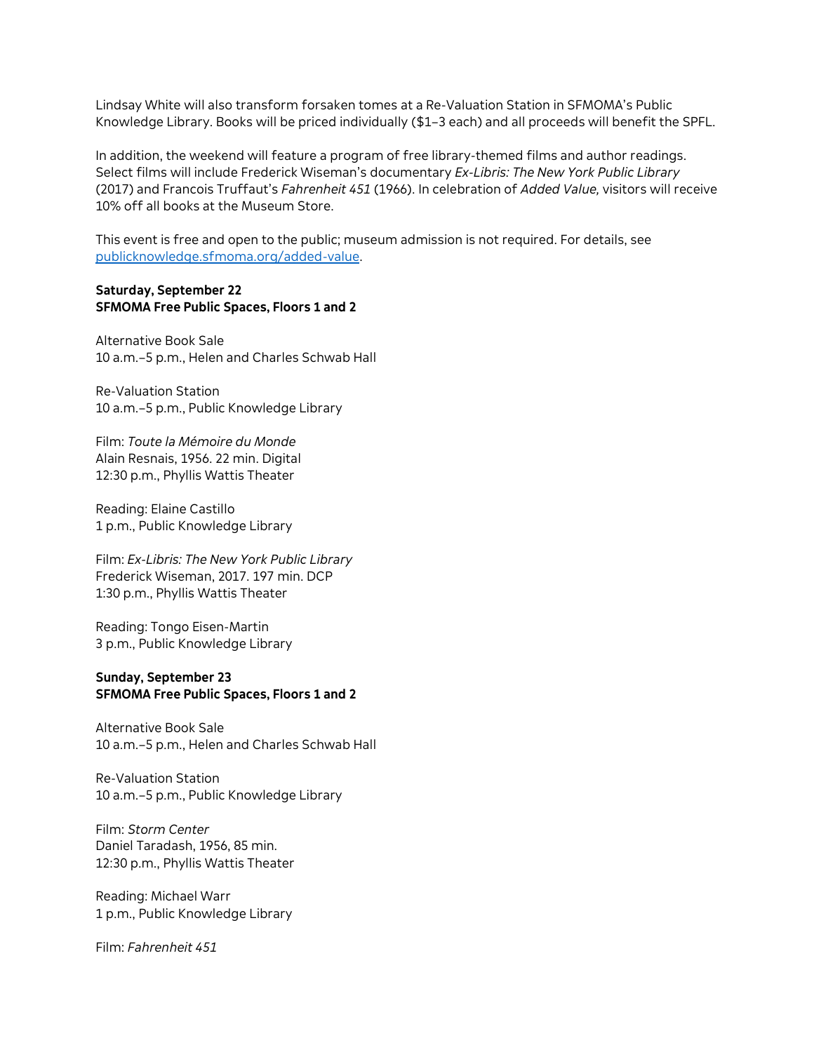Lindsay White will also transform forsaken tomes at a Re-Valuation Station in SFMOMA's Public Knowledge Library. Books will be priced individually ($1–3 each) and all proceeds will benefit the SPFL.

In addition, the weekend will feature a program of free library-themed films and author readings. Select films will include Frederick Wiseman's documentary *Ex-Libris: The New York Public Library* (2017) and Francois Truffaut's *Fahrenheit 451* (1966). In celebration of *Added Value,* visitors will receive 10% off all books at the Museum Store.

This event is free and open to the public; museum admission is not required. For details, see [publicknowledge.sfmoma.org/added-value](publicknowledge.sfmoma.org/added-value).

**Saturday, September 22**
**SFMOMA Free Public Spaces, Floors 1 and 2**

Alternative Book Sale
10 a.m.–5 p.m., Helen and Charles Schwab Hall

Re-Valuation Station
10 a.m.–5 p.m., Public Knowledge Library

Film: *Toute la Mémoire du Monde*
Alain Resnais, 1956. 22 min. Digital
12:30 p.m., Phyllis Wattis Theater

Reading: Elaine Castillo
1 p.m., Public Knowledge Library

Film: *Ex-Libris: The New York Public Library*
Frederick Wiseman, 2017. 197 min. DCP
1:30 p.m., Phyllis Wattis Theater

Reading: Tongo Eisen-Martin
3 p.m., Public Knowledge Library

**Sunday, September 23**
**SFMOMA Free Public Spaces, Floors 1 and 2**

Alternative Book Sale
10 a.m.–5 p.m., Helen and Charles Schwab Hall

Re-Valuation Station
10 a.m.–5 p.m., Public Knowledge Library

Film: *Storm Center*
Daniel Taradash, 1956, 85 min.
12:30 p.m., Phyllis Wattis Theater

Reading: Michael Warr
1 p.m., Public Knowledge Library

Film: *Fahrenheit 451*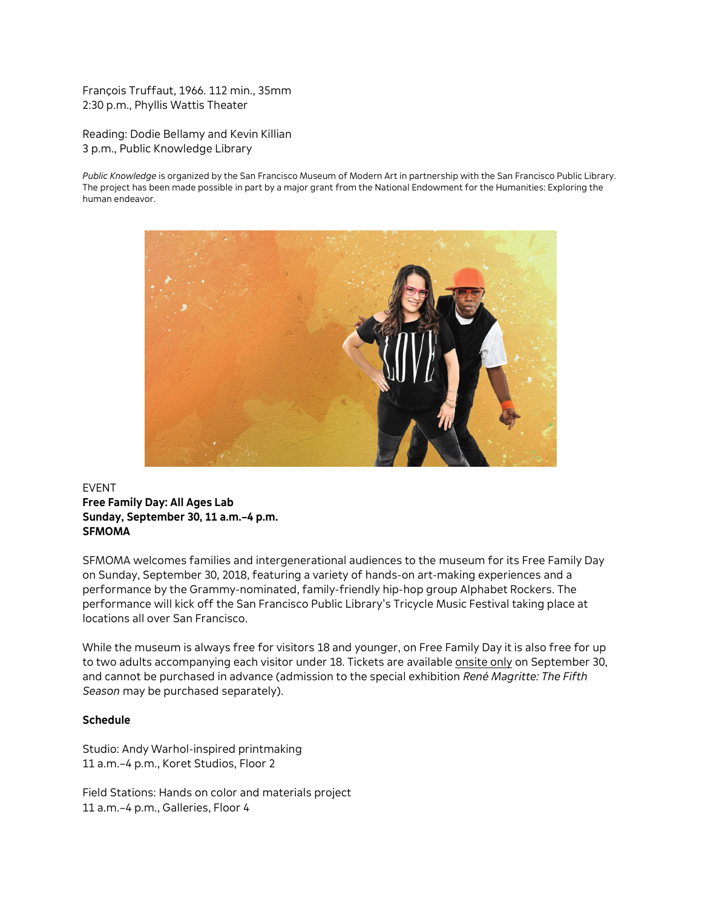François Truffaut, 1966. 112 min., 35mm
2:30 p.m., Phyllis Wattis Theater

Reading: Dodie Bellamy and Kevin Killian
3 p.m., Public Knowledge Library

*Public Knowledge* is organized by the San Francisco Museum of Modern Art in partnership with the San Francisco Public Library. The project has been made possible in part by a major grant from the National Endowment for the Humanities: Exploring the human endeavor.

EVENT
**Free Family Day: All Ages Lab**
**Sunday, September 30, 11 a.m.–4 p.m.**
**SFMOMA**

SFMOMA welcomes families and intergenerational audiences to the museum for its Free Family Day on Sunday, September 30, 2018, featuring a variety of hands-on art-making experiences and a performance by the Grammy-nominated, family-friendly hip-hop group Alphabet Rockers. The performance will kick off the San Francisco Public Library's Tricycle Music Festival taking place at locations all over San Francisco.

While the museum is always free for visitors 18 and younger, on Free Family Day it is also free for up to two adults accompanying each visitor under 18. Tickets are available onsite only on September 30, and cannot be purchased in advance (admission to the special exhibition *René Magritte: The Fifth Season* may be purchased separately).

**Schedule**

Studio: Andy Warhol-inspired printmaking
11 a.m.–4 p.m., Koret Studios, Floor 2

Field Stations: Hands on color and materials project
11 a.m.–4 p.m., Galleries, Floor 4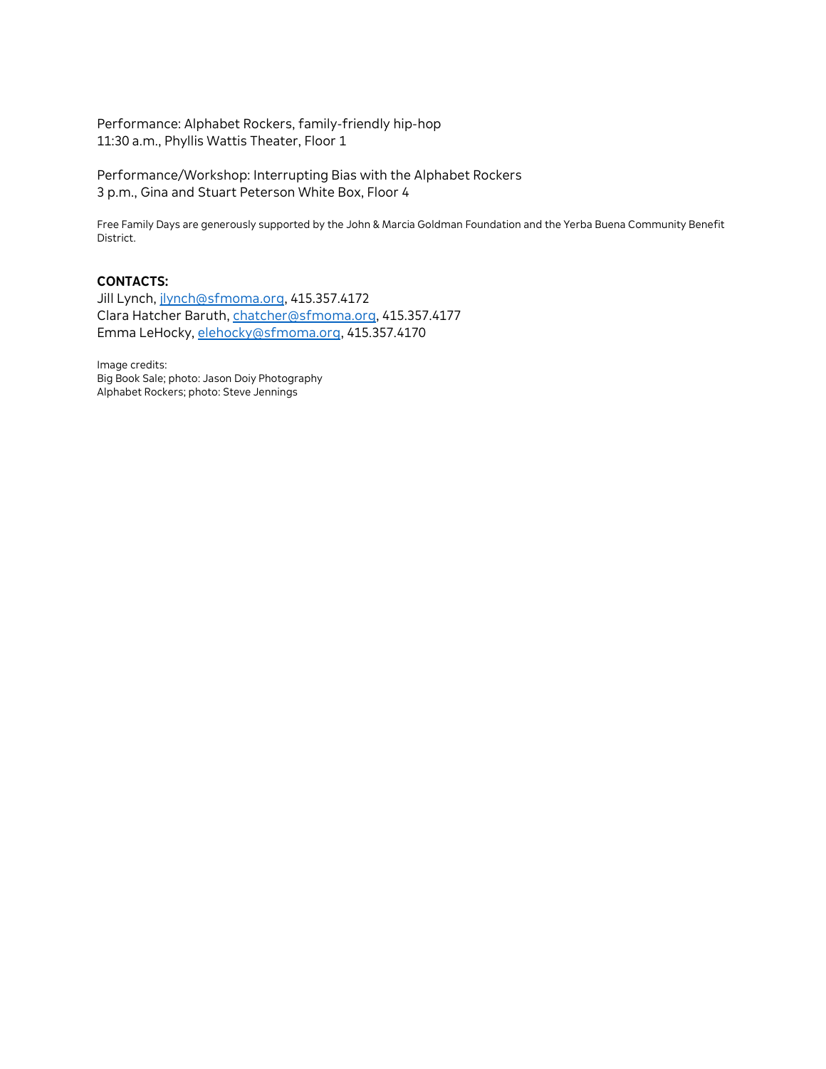Performance: Alphabet Rockers, family-friendly hip-hop
11:30 a.m., Phyllis Wattis Theater, Floor 1

Performance/Workshop: Interrupting Bias with the Alphabet Rockers
3 p.m., Gina and Stuart Peterson White Box, Floor 4

Free Family Days are generously supported by the John & Marcia Goldman Foundation and the Yerba Buena Community Benefit District.

**CONTACTS:**
Jill Lynch, jlynch@sfmoma.org, 415.357.4172
Clara Hatcher Baruth, chatcher@sfmoma.org, 415.357.4177
Emma LeHocky, elehocky@sfmoma.org, 415.357.4170

Image credits:
Big Book Sale; photo: Jason Doiy Photography
Alphabet Rockers; photo: Steve Jennings